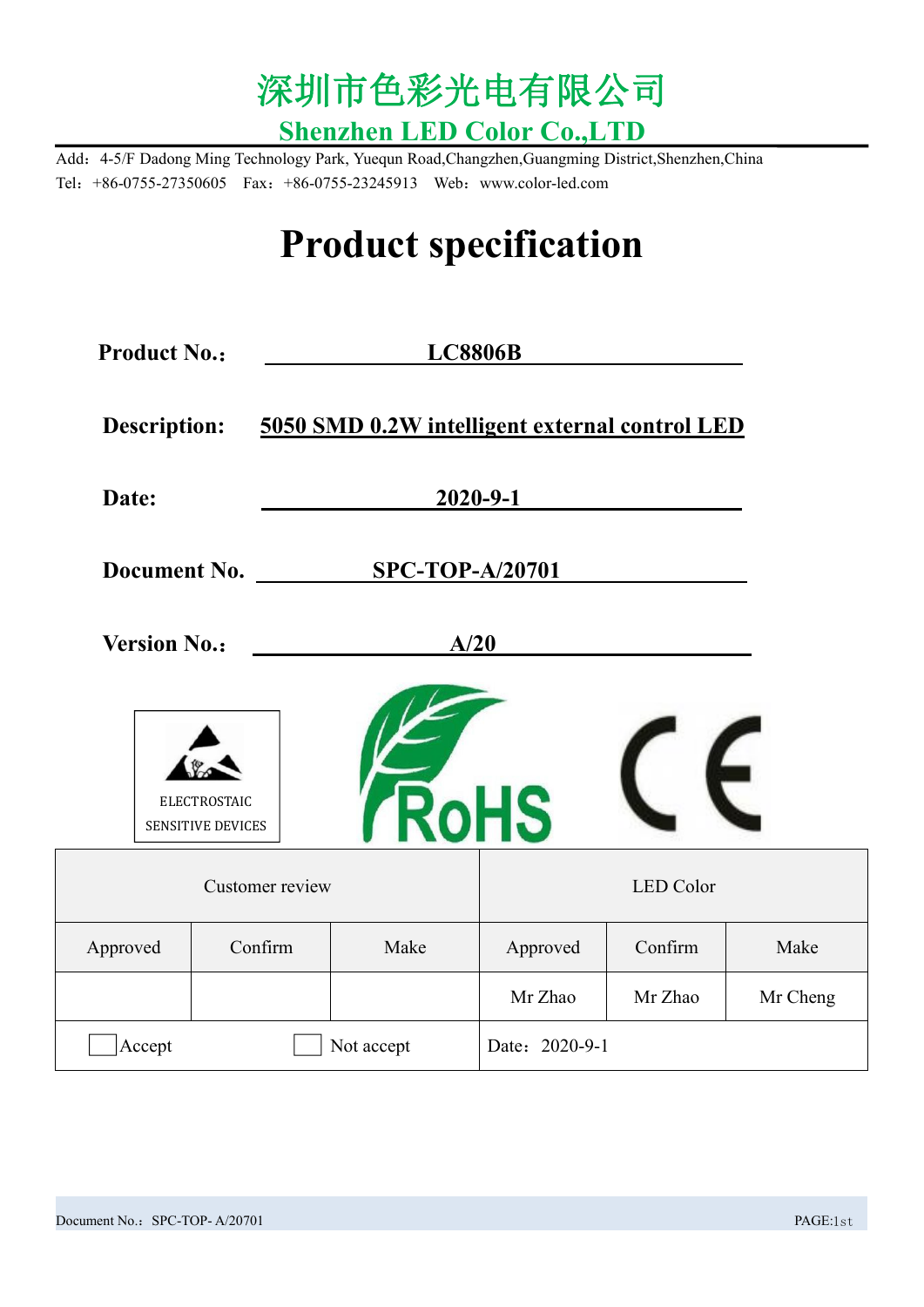# 深圳市色彩光电有限公司

## Shenzhen LED Color Co.,LTD

Add：4-5/F Dadong Ming Technology Park, Yuequn Road,Changzhen,Guangming District,Shenzhen,China

Tel：+86-0755-27350605　Fax：+86-0755-23245913　Web：www.color-led.com

# Product specification

**Product No.：** **LC8806B**

**Description:** **5050 SMD 0.2W intelligent external control LED**

**Date:** **2020-9-1**

**Document No.** **SPC-TOP-A/20701**

**Version No.：** **A/20**

ELECTROSTAIC SENSITIVE DEVICES

RoHS

CE

| Customer review | | | LED Color | | |
|---|---|---|---|---|---|
| Approved | Confirm | Make | Approved | Confirm | Make |
| | | | Mr Zhao | Mr Zhao | Mr Cheng |
| ☐ Accept | ☐ Not accept | | Date：2020-9-1 | | |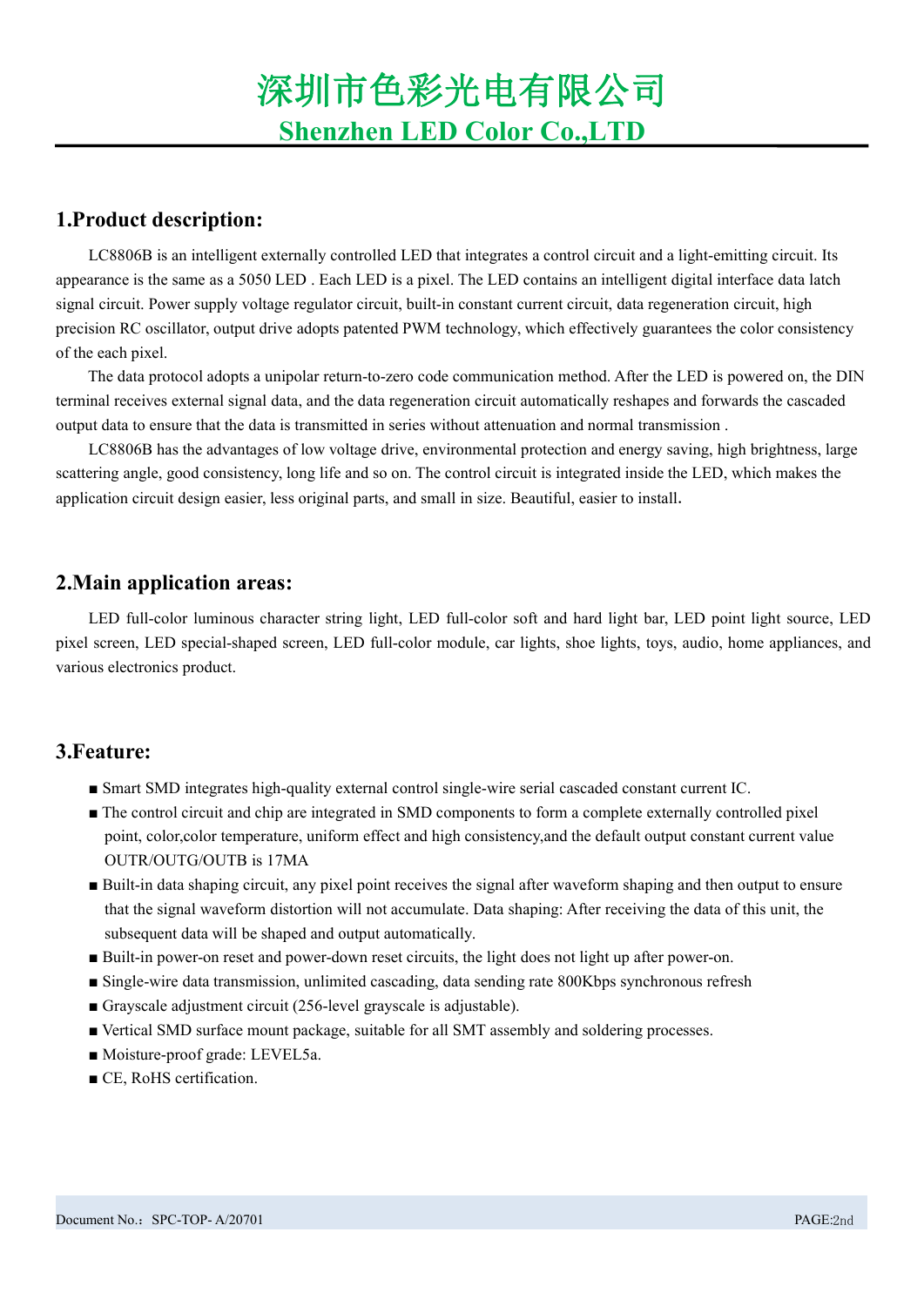## 1.Product description:

LC8806B is an intelligent externally controlled LED that integrates a control circuit and a light-emitting circuit. Its appearance is the same as a 5050 LED . Each LED is a pixel. The LED contains an intelligent digital interface data latch signal circuit. Power supply voltage regulator circuit, built-in constant current circuit, data regeneration circuit, high precision RC oscillator, output drive adopts patented PWM technology, which effectively guarantees the color consistency of the each pixel.

The data protocol adopts a unipolar return-to-zero code communication method. After the LED is powered on, the DIN terminal receives external signal data, and the data regeneration circuit automatically reshapes and forwards the cascaded output data to ensure that the data is transmitted in series without attenuation and normal transmission .

LC8806B has the advantages of low voltage drive, environmental protection and energy saving, high brightness, large scattering angle, good consistency, long life and so on. The control circuit is integrated inside the LED, which makes the application circuit design easier, less original parts, and small in size. Beautiful, easier to install.

## 2.Main application areas:

LED full-color luminous character string light, LED full-color soft and hard light bar, LED point light source, LED pixel screen, LED special-shaped screen, LED full-color module, car lights, shoe lights, toys, audio, home appliances, and various electronics product.

## 3.Feature:

- Smart SMD integrates high-quality external control single-wire serial cascaded constant current IC.
- The control circuit and chip are integrated in SMD components to form a complete externally controlled pixel point, color,color temperature, uniform effect and high consistency,and the default output constant current value OUTR/OUTG/OUTB is 17MA
- Built-in data shaping circuit, any pixel point receives the signal after waveform shaping and then output to ensure that the signal waveform distortion will not accumulate. Data shaping: After receiving the data of this unit, the subsequent data will be shaped and output automatically.
- Built-in power-on reset and power-down reset circuits, the light does not light up after power-on.
- Single-wire data transmission, unlimited cascading, data sending rate 800Kbps synchronous refresh
- Grayscale adjustment circuit (256-level grayscale is adjustable).
- Vertical SMD surface mount package, suitable for all SMT assembly and soldering processes.
- Moisture-proof grade: LEVEL5a.
- CE, RoHS certification.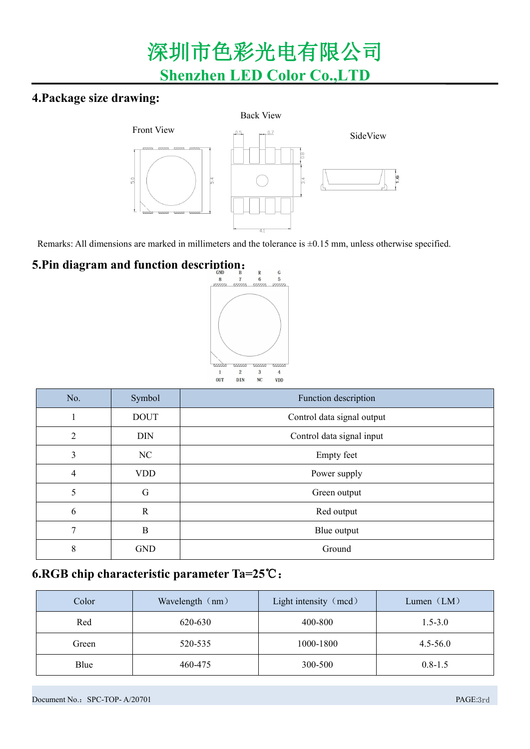## 4.Package size drawing:

Remarks: All dimensions are marked in millimeters and the tolerance is ±0.15 mm, unless otherwise specified.

## 5.Pin diagram and function description：

| No. | Symbol | Function description |
|---|---|---|
| 1 | DOUT | Control data signal output |
| 2 | DIN | Control data signal input |
| 3 | NC | Empty feet |
| 4 | VDD | Power supply |
| 5 | G | Green output |
| 6 | R | Red output |
| 7 | B | Blue output |
| 8 | GND | Ground |

## 6.RGB chip characteristic parameter Ta=25℃：

| Color | Wavelength（nm） | Light intensity（mcd） | Lumen（LM） |
|---|---|---|---|
| Red | 620-630 | 400-800 | 1.5-3.0 |
| Green | 520-535 | 1000-1800 | 4.5-56.0 |
| Blue | 460-475 | 300-500 | 0.8-1.5 |

Document No.：SPC-TOP- A/20701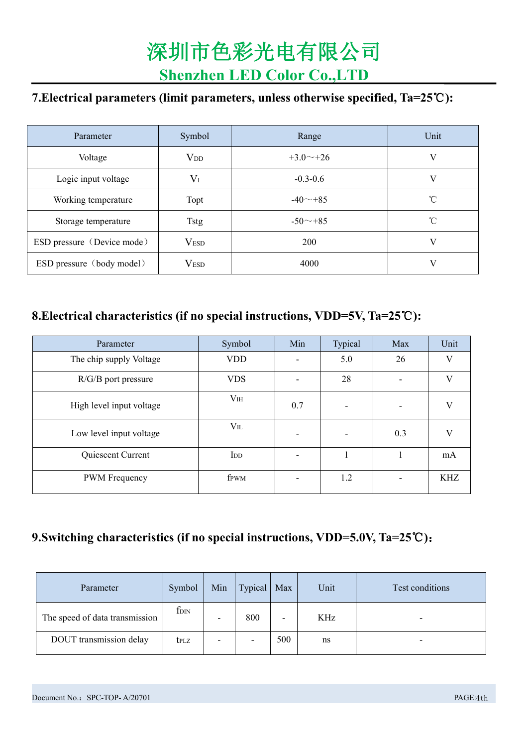## 7.Electrical parameters (limit parameters, unless otherwise specified, Ta=25℃):

| Parameter | Symbol | Range | Unit |
|---|---|---|---|
| Voltage | $V_{DD}$ | +3.0～+26 | V |
| Logic input voltage | $V_{I}$ | -0.3-0.6 | V |
| Working temperature | Topt | -40～+85 | ℃ |
| Storage temperature | Tstg | -50～+85 | ℃ |
| ESD pressure（Device mode） | $V_{ESD}$ | 200 | V |
| ESD pressure（body model） | $V_{ESD}$ | 4000 | V |

## 8.Electrical characteristics (if no special instructions, VDD=5V, Ta=25℃):

| Parameter | Symbol | Min | Typical | Max | Unit |
|---|---|---|---|---|---|
| The chip supply Voltage | VDD | - | 5.0 | 26 | V |
| R/G/B port pressure | VDS | - | 28 | - | V |
| High level input voltage | $V_{IH}$ | 0.7 | - | - | V |
| Low level input voltage | $V_{IL}$ | - | - | 0.3 | V |
| Quiescent Current | $I_{DD}$ | - | 1 | 1 | mA |
| PWM Frequency | $f_{PWM}$ | - | 1.2 | - | KHZ |

## 9.Switching characteristics (if no special instructions, VDD=5.0V, Ta=25℃):

| Parameter | Symbol | Min | Typical | Max | Unit | Test conditions |
|---|---|---|---|---|---|---|
| The speed of data transmission | $f_{DIN}$ | - | 800 | - | KHz | - |
| DOUT transmission delay | $t_{PLZ}$ | - | - | 500 | ns | - |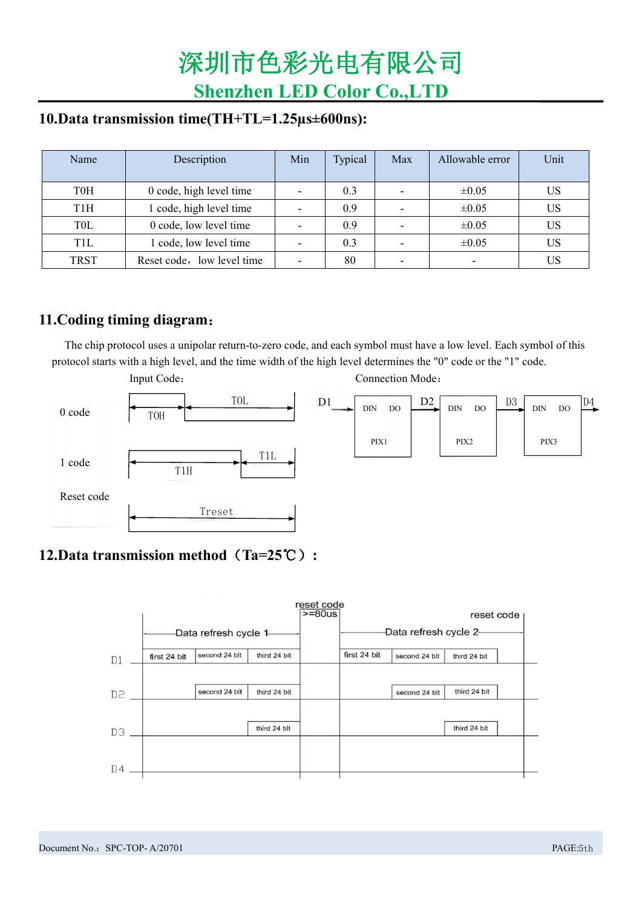## 10.Data transmission time(TH+TL=1.25μs±600ns):

| Name | Description | Min | Typical | Max | Allowable error | Unit |
|---|---|---|---|---|---|---|
| T0H | 0 code, high level time | - | 0.3 | - | ±0.05 | US |
| T1H | 1 code, high level time | - | 0.9 | - | ±0.05 | US |
| T0L | 0 code, low level time | - | 0.9 | - | ±0.05 | US |
| T1L | 1 code, low level time | - | 0.3 | - | ±0.05 | US |
| TRST | Reset code，low level time | - | 80 | - | - | US |

## 11.Coding timing diagram：

The chip protocol uses a unipolar return-to-zero code, and each symbol must have a low level. Each symbol of this protocol starts with a high level, and the time width of the high level determines the "0" code or the "1" code.

Input Code：

0 code: T0H, T0L

1 code: T1H, T1L

Reset code: Treset

Connection Mode：

D1 → DIN DO PIX1 → D2 → DIN DO PIX2 → D3 → DIN DO PIX3 → D4

## 12.Data transmission method（Ta=25℃）：

| | Data refresh cycle 1 | | | reset code >=80us | Data refresh cycle 2 | | | reset code |
|---|---|---|---|---|---|---|---|---|
| D1 | first 24 bit | second 24 bit | third 24 bit | | first 24 bit | second 24 bit | third 24 bit | |
| D2 | | second 24 bit | third 24 bit | | | second 24 bit | third 24 bit | |
| D3 | | | third 24 bit | | | | third 24 bit | |
| D4 | | | | | | | | |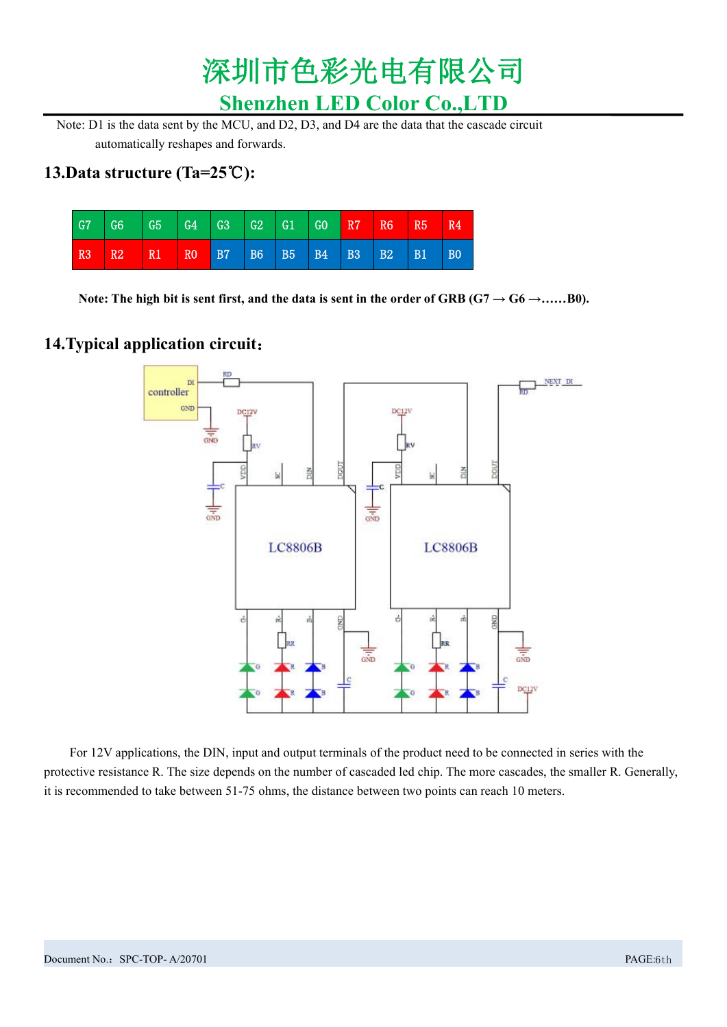Note: D1 is the data sent by the MCU, and D2, D3, and D4 are the data that the cascade circuit automatically reshapes and forwards.

## 13.Data structure (Ta=25℃):

| G7 | G6 | G5 | G4 | G3 | G2 | G1 | G0 | R7 | R6 | R5 | R4 |
|---|---|---|---|---|---|---|---|---|---|---|---|
| R3 | R2 | R1 | R0 | B7 | B6 | B5 | B4 | B3 | B2 | B1 | B0 |

**Note: The high bit is sent first, and the data is sent in the order of GRB (G7 → G6 →……B0).**

## 14.Typical application circuit：

For 12V applications, the DIN, input and output terminals of the product need to be connected in series with the protective resistance R. The size depends on the number of cascaded led chip. The more cascades, the smaller R. Generally, it is recommended to take between 51-75 ohms, the distance between two points can reach 10 meters.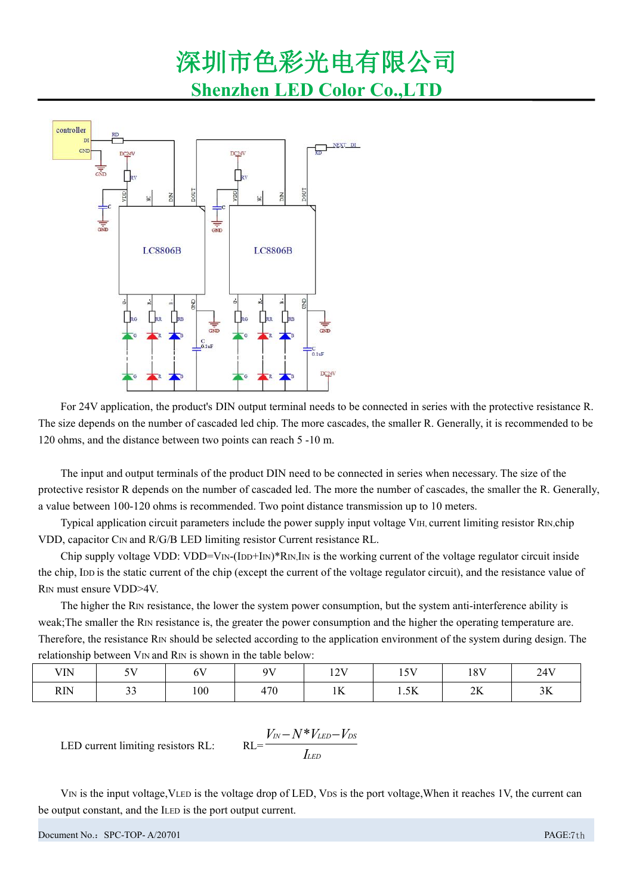For 24V application, the product's DIN output terminal needs to be connected in series with the protective resistance R. The size depends on the number of cascaded led chip. The more cascades, the smaller R. Generally, it is recommended to be 120 ohms, and the distance between two points can reach 5 -10 m.

The input and output terminals of the product DIN need to be connected in series when necessary. The size of the protective resistor R depends on the number of cascaded led. The more the number of cascades, the smaller the R. Generally, a value between 100-120 ohms is recommended. Two point distance transmission up to 10 meters.

Typical application circuit parameters include the power supply input voltage $V_{IH}$, current limiting resistor $R_{IN}$,chip VDD, capacitor $C_{IN}$ and R/G/B LED limiting resistor Current resistance RL.

Chip supply voltage VDD: VDD=$V_{IN}$-($I_{DD}$+$I_{IN}$)*$R_{IN}$,$I_{IN}$ is the working current of the voltage regulator circuit inside the chip, $I_{DD}$ is the static current of the chip (except the current of the voltage regulator circuit), and the resistance value of $R_{IN}$ must ensure VDD>4V.

The higher the $R_{IN}$ resistance, the lower the system power consumption, but the system anti-interference ability is weak;The smaller the $R_{IN}$ resistance is, the greater the power consumption and the higher the operating temperature are. Therefore, the resistance $R_{IN}$ should be selected according to the application environment of the system during design. The relationship between $V_{IN}$ and $R_{IN}$ is shown in the table below:

| VIN | 5V | 6V | 9V | 12V | 15V | 18V | 24V |
|---|---|---|---|---|---|---|---|
| RIN | 33 | 100 | 470 | 1K | 1.5K | 2K | 3K |

LED current limiting resistors RL: 

$$RL=\frac{V_{IN}-N*V_{LED}-V_{DS}}{I_{LED}}$$

$V_{IN}$ is the input voltage,$V_{LED}$ is the voltage drop of LED, $V_{DS}$ is the port voltage,When it reaches 1V, the current can be output constant, and the $I_{LED}$ is the port output current.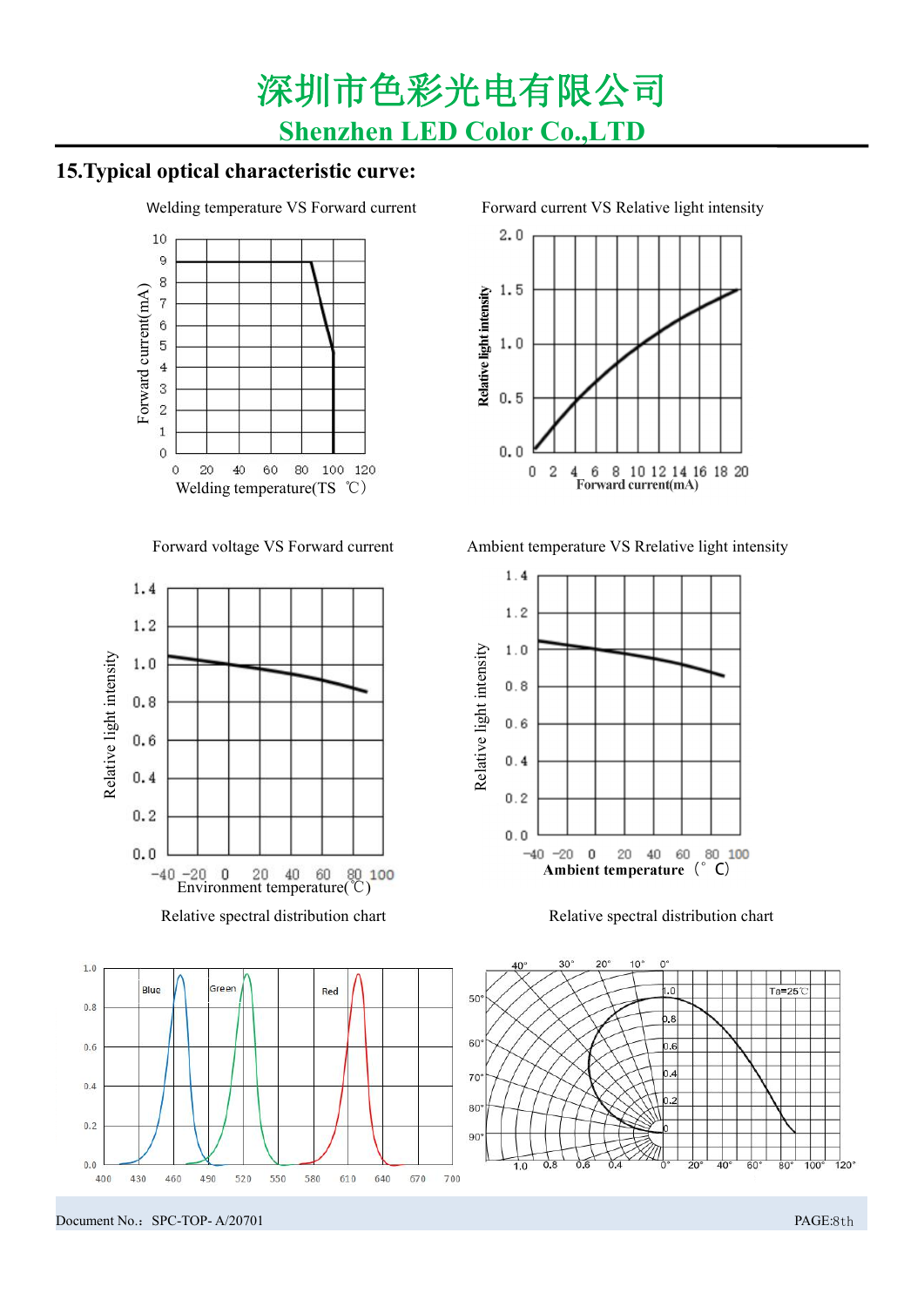## 15.Typical optical characteristic curve:

Welding temperature VS Forward current

Forward current VS Relative light intensity

Forward voltage VS Forward current

Ambient temperature VS Rrelative light intensity

Relative spectral distribution chart

Relative spectral distribution chart

Document No.：SPC-TOP- A/20701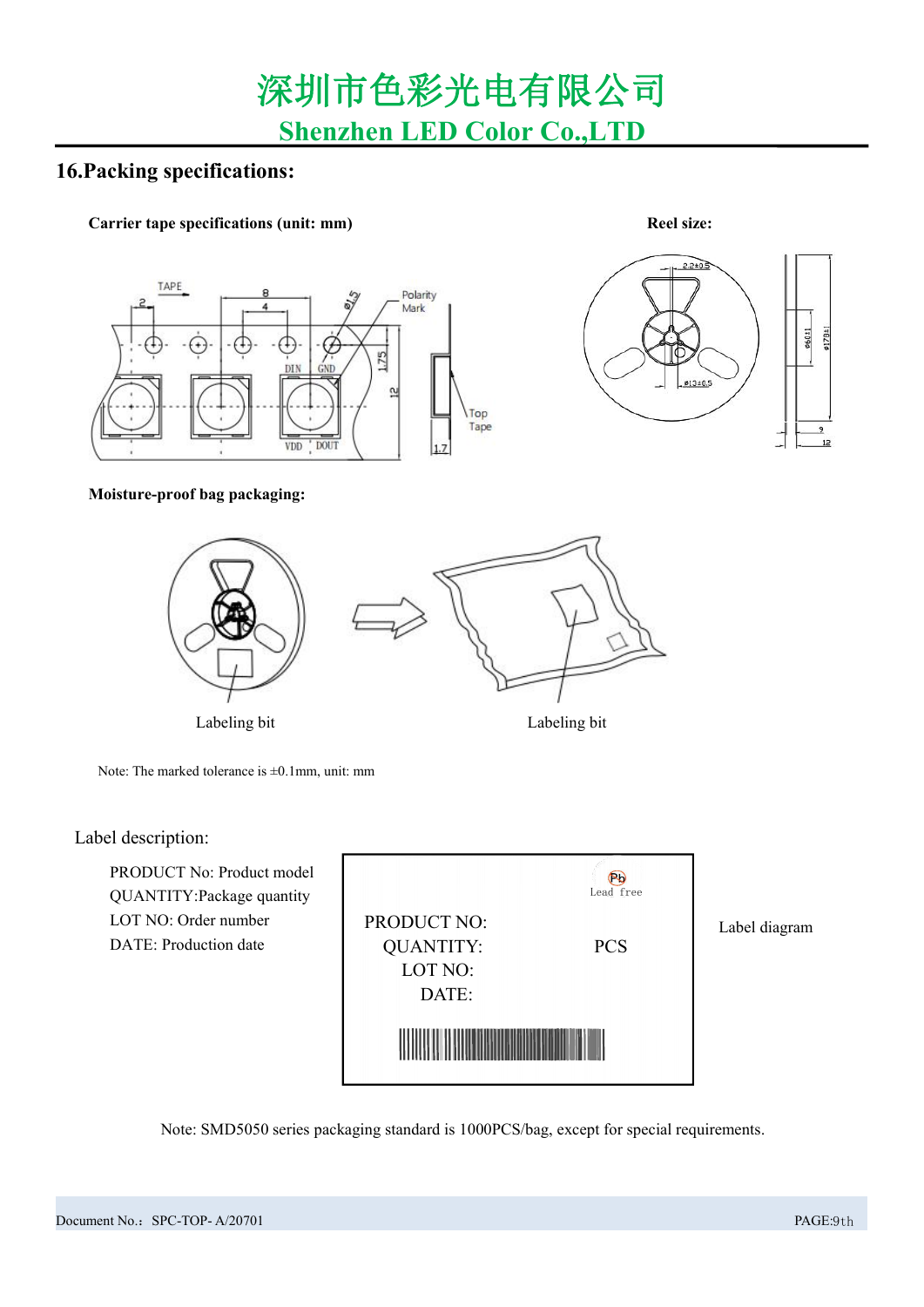## 16.Packing specifications:

**Carrier tape specifications (unit: mm)**

**Reel size:**

**Moisture-proof bag packaging:**

Labeling bit

Labeling bit

Note: The marked tolerance is ±0.1mm, unit: mm

Label description:

PRODUCT No: Product model
QUANTITY:Package quantity
LOT NO: Order number
DATE: Production date

Label diagram

Note: SMD5050 series packaging standard is 1000PCS/bag, except for special requirements.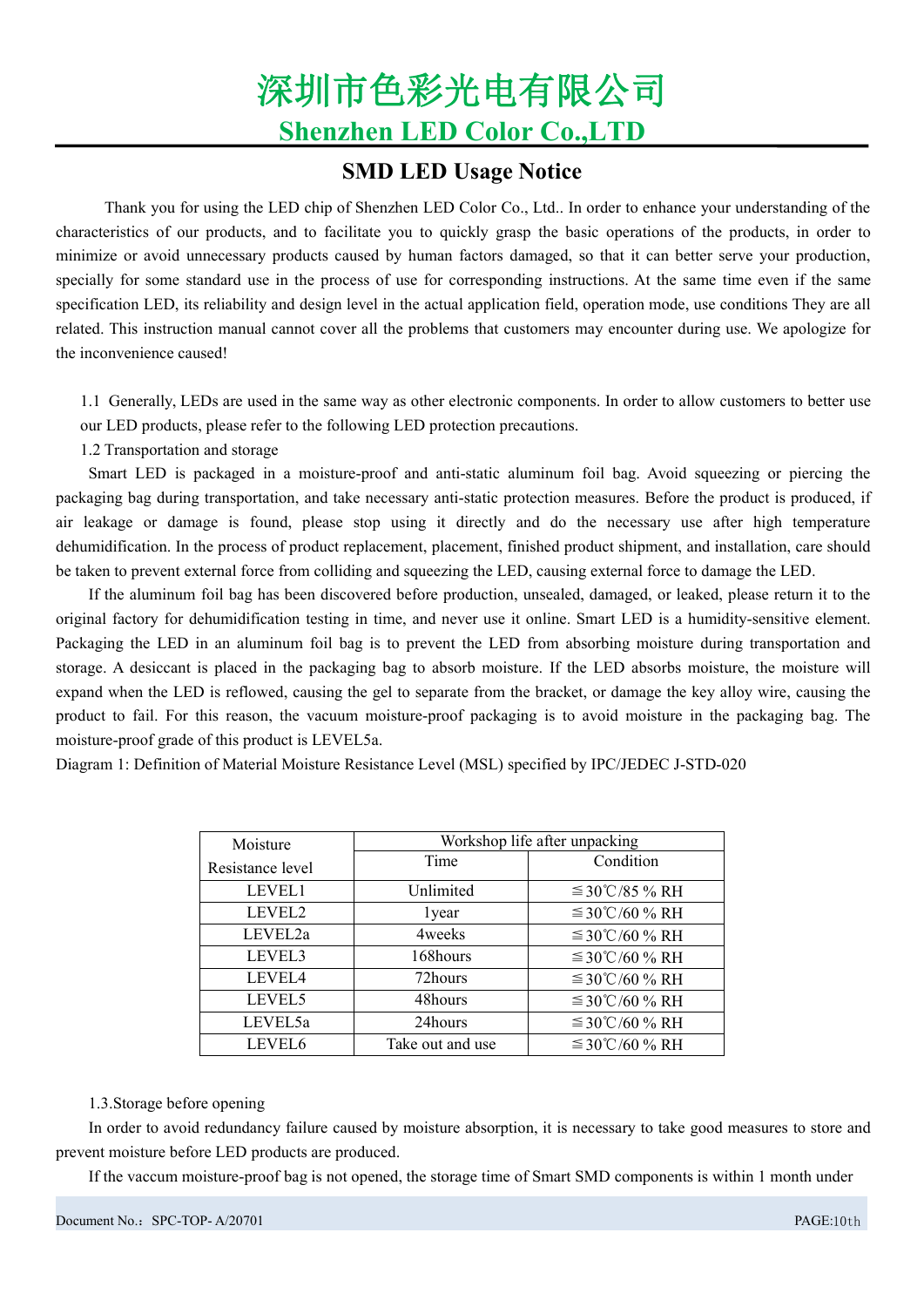# 深圳市色彩光电有限公司
## Shenzhen LED Color Co.,LTD

## SMD LED Usage Notice

Thank you for using the LED chip of Shenzhen LED Color Co., Ltd.. In order to enhance your understanding of the characteristics of our products, and to facilitate you to quickly grasp the basic operations of the products, in order to minimize or avoid unnecessary products caused by human factors damaged, so that it can better serve your production, specially for some standard use in the process of use for corresponding instructions. At the same time even if the same specification LED, its reliability and design level in the actual application field, operation mode, use conditions They are all related. This instruction manual cannot cover all the problems that customers may encounter during use. We apologize for the inconvenience caused!

1.1 Generally, LEDs are used in the same way as other electronic components. In order to allow customers to better use our LED products, please refer to the following LED protection precautions.

1.2 Transportation and storage

Smart LED is packaged in a moisture-proof and anti-static aluminum foil bag. Avoid squeezing or piercing the packaging bag during transportation, and take necessary anti-static protection measures. Before the product is produced, if air leakage or damage is found, please stop using it directly and do the necessary use after high temperature dehumidification. In the process of product replacement, placement, finished product shipment, and installation, care should be taken to prevent external force from colliding and squeezing the LED, causing external force to damage the LED.

If the aluminum foil bag has been discovered before production, unsealed, damaged, or leaked, please return it to the original factory for dehumidification testing in time, and never use it online. Smart LED is a humidity-sensitive element. Packaging the LED in an aluminum foil bag is to prevent the LED from absorbing moisture during transportation and storage. A desiccant is placed in the packaging bag to absorb moisture. If the LED absorbs moisture, the moisture will expand when the LED is reflowed, causing the gel to separate from the bracket, or damage the key alloy wire, causing the product to fail. For this reason, the vacuum moisture-proof packaging is to avoid moisture in the packaging bag. The moisture-proof grade of this product is LEVEL5a.

Diagram 1: Definition of Material Moisture Resistance Level (MSL) specified by IPC/JEDEC J-STD-020

| Moisture Resistance level | Workshop life after unpacking | |
|---|---|---|
| | Time | Condition |
| LEVEL1 | Unlimited | ≦30℃/85 % RH |
| LEVEL2 | 1year | ≦30℃/60 % RH |
| LEVEL2a | 4weeks | ≦30℃/60 % RH |
| LEVEL3 | 168hours | ≦30℃/60 % RH |
| LEVEL4 | 72hours | ≦30℃/60 % RH |
| LEVEL5 | 48hours | ≦30℃/60 % RH |
| LEVEL5a | 24hours | ≦30℃/60 % RH |
| LEVEL6 | Take out and use | ≦30℃/60 % RH |

1.3.Storage before opening

In order to avoid redundancy failure caused by moisture absorption, it is necessary to take good measures to store and prevent moisture before LED products are produced.

If the vaccum moisture-proof bag is not opened, the storage time of Smart SMD components is within 1 month under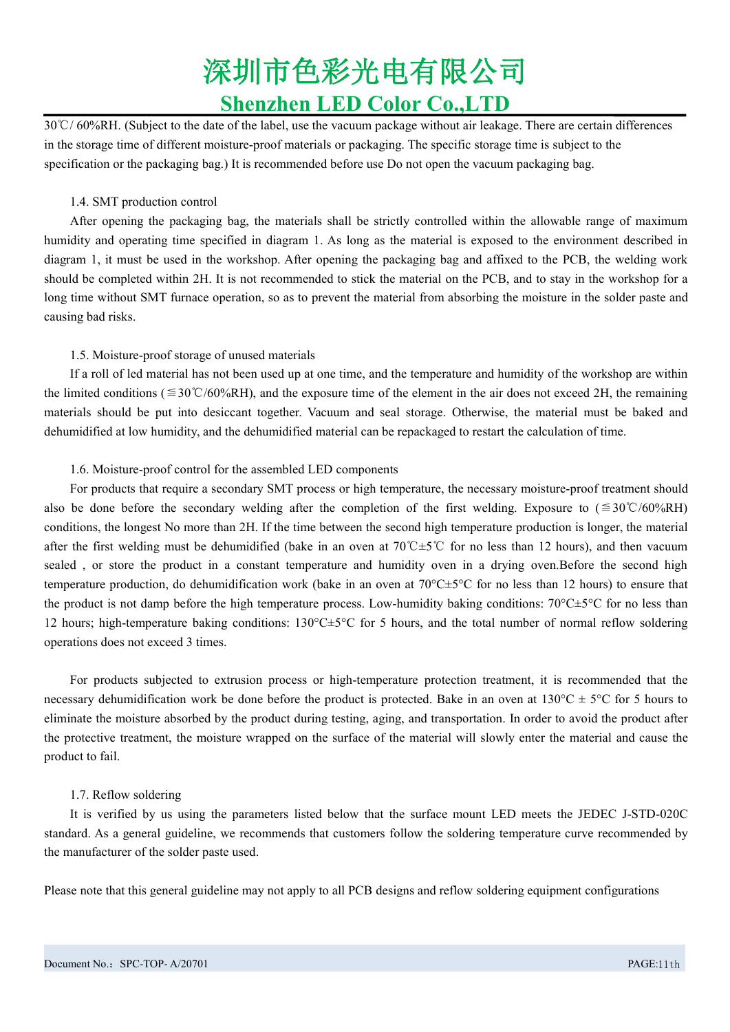30℃/ 60%RH. (Subject to the date of the label, use the vacuum package without air leakage. There are certain differences in the storage time of different moisture-proof materials or packaging. The specific storage time is subject to the specification or the packaging bag.) It is recommended before use Do not open the vacuum packaging bag.

### 1.4. SMT production control

After opening the packaging bag, the materials shall be strictly controlled within the allowable range of maximum humidity and operating time specified in diagram 1. As long as the material is exposed to the environment described in diagram 1, it must be used in the workshop. After opening the packaging bag and affixed to the PCB, the welding work should be completed within 2H. It is not recommended to stick the material on the PCB, and to stay in the workshop for a long time without SMT furnace operation, so as to prevent the material from absorbing the moisture in the solder paste and causing bad risks.

### 1.5. Moisture-proof storage of unused materials

If a roll of led material has not been used up at one time, and the temperature and humidity of the workshop are within the limited conditions (≦30℃/60%RH), and the exposure time of the element in the air does not exceed 2H, the remaining materials should be put into desiccant together. Vacuum and seal storage. Otherwise, the material must be baked and dehumidified at low humidity, and the dehumidified material can be repackaged to restart the calculation of time.

### 1.6. Moisture-proof control for the assembled LED components

For products that require a secondary SMT process or high temperature, the necessary moisture-proof treatment should also be done before the secondary welding after the completion of the first welding. Exposure to (≦30℃/60%RH) conditions, the longest No more than 2H. If the time between the second high temperature production is longer, the material after the first welding must be dehumidified (bake in an oven at 70℃±5℃ for no less than 12 hours), and then vacuum sealed , or store the product in a constant temperature and humidity oven in a drying oven.Before the second high temperature production, do dehumidification work (bake in an oven at 70°C±5°C for no less than 12 hours) to ensure that the product is not damp before the high temperature process. Low-humidity baking conditions: 70°C±5°C for no less than 12 hours; high-temperature baking conditions: 130°C±5°C for 5 hours, and the total number of normal reflow soldering operations does not exceed 3 times.

For products subjected to extrusion process or high-temperature protection treatment, it is recommended that the necessary dehumidification work be done before the product is protected. Bake in an oven at 130°C ± 5°C for 5 hours to eliminate the moisture absorbed by the product during testing, aging, and transportation. In order to avoid the product after the protective treatment, the moisture wrapped on the surface of the material will slowly enter the material and cause the product to fail.

### 1.7. Reflow soldering

It is verified by us using the parameters listed below that the surface mount LED meets the JEDEC J-STD-020C standard. As a general guideline, we recommends that customers follow the soldering temperature curve recommended by the manufacturer of the solder paste used.

Please note that this general guideline may not apply to all PCB designs and reflow soldering equipment configurations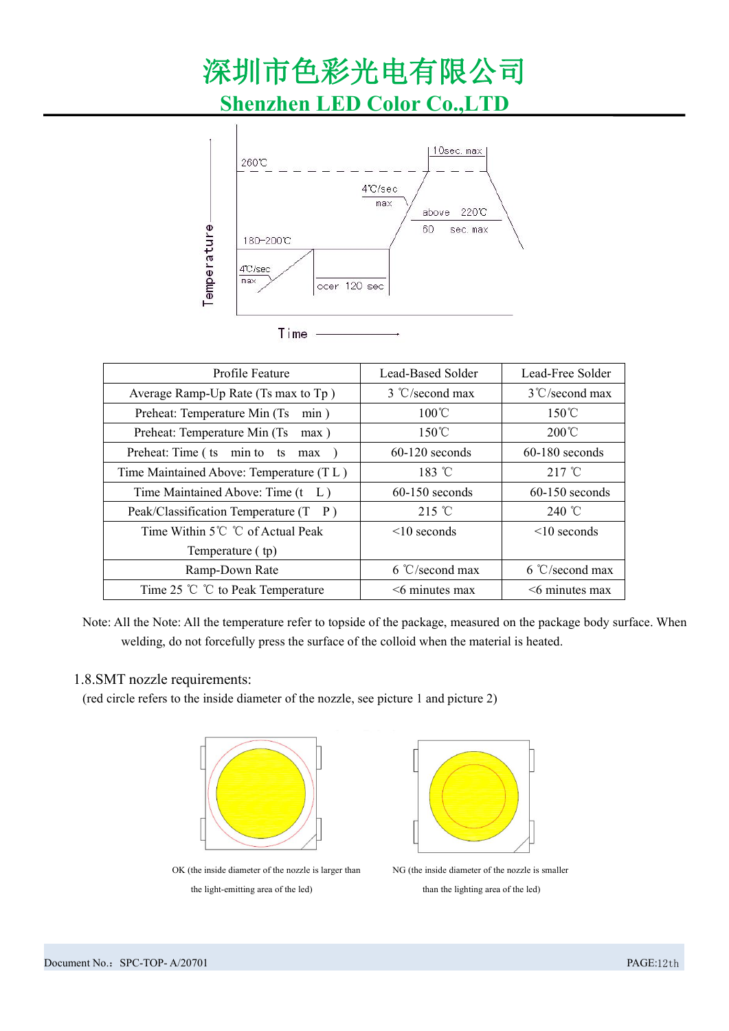| Profile Feature | Lead-Based Solder | Lead-Free Solder |
|---|---|---|
| Average Ramp-Up Rate (Ts max to Tp ) | 3 ℃/second max | 3℃/second max |
| Preheat: Temperature Min (Ts min ) | 100℃ | 150℃ |
| Preheat: Temperature Min (Ts max ) | 150℃ | 200℃ |
| Preheat: Time ( ts min to ts max ) | 60-120 seconds | 60-180 seconds |
| Time Maintained Above: Temperature (T L ) | 183 ℃ | 217 ℃ |
| Time Maintained Above: Time (t L ) | 60-150 seconds | 60-150 seconds |
| Peak/Classification Temperature (T P ) | 215 ℃ | 240 ℃ |
| Time Within 5℃ ℃ of Actual Peak Temperature ( tp) | <10 seconds | <10 seconds |
| Ramp-Down Rate | 6 ℃/second max | 6 ℃/second max |
| Time 25 ℃ ℃ to Peak Temperature | <6 minutes max | <6 minutes max |

Note: All the Note: All the temperature refer to topside of the package, measured on the package body surface. When welding, do not forcefully press the surface of the colloid when the material is heated.

## 1.8.SMT nozzle requirements:

(red circle refers to the inside diameter of the nozzle, see picture 1 and picture 2)

OK (the inside diameter of the nozzle is larger than the light-emitting area of the led)

NG (the inside diameter of the nozzle is smaller than the lighting area of the led)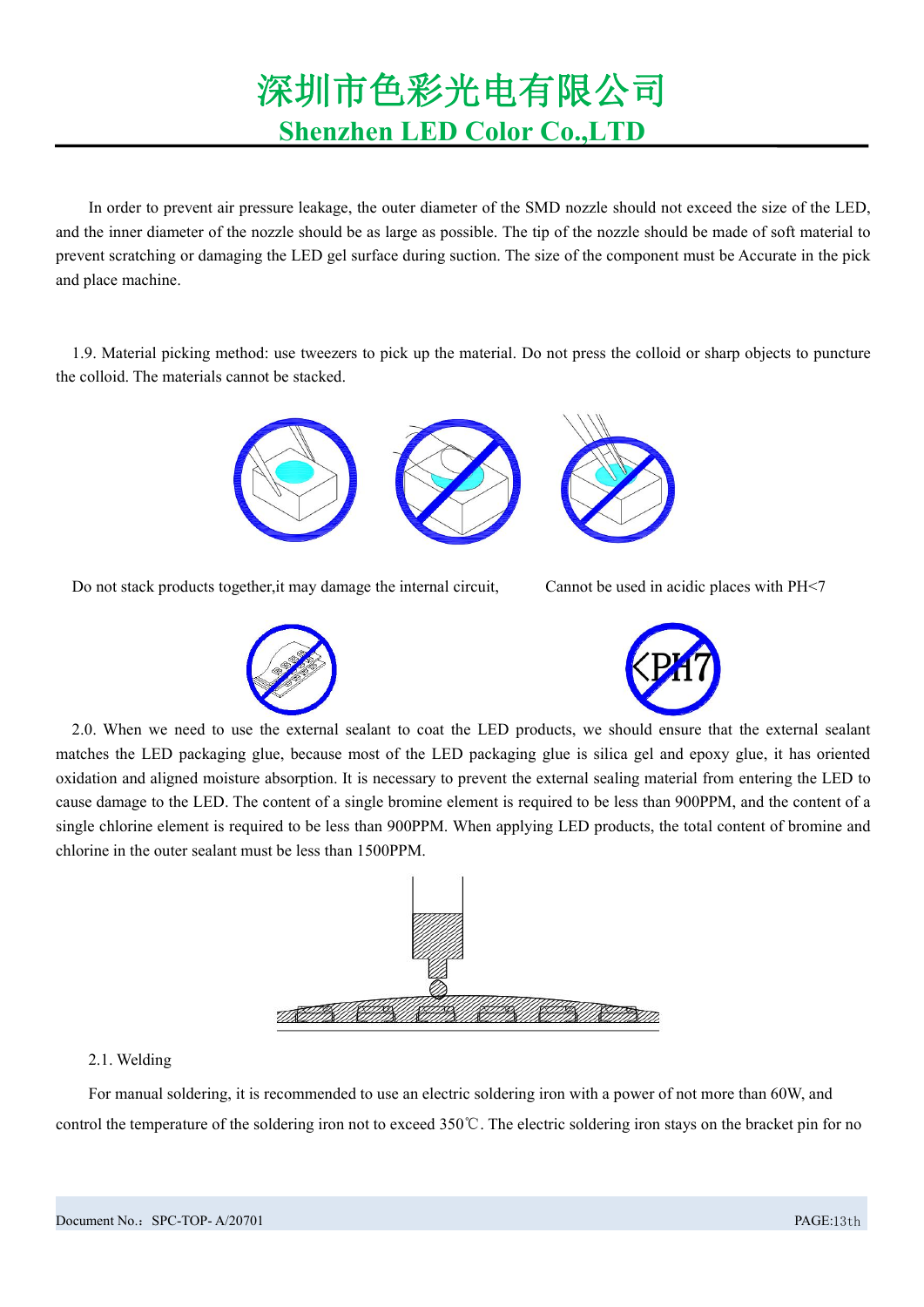In order to prevent air pressure leakage, the outer diameter of the SMD nozzle should not exceed the size of the LED, and the inner diameter of the nozzle should be as large as possible. The tip of the nozzle should be made of soft material to prevent scratching or damaging the LED gel surface during suction. The size of the component must be Accurate in the pick and place machine.

1.9. Material picking method: use tweezers to pick up the material. Do not press the colloid or sharp objects to puncture the colloid. The materials cannot be stacked.

Do not stack products together,it may damage the internal circuit,

Cannot be used in acidic places with PH<7

2.0. When we need to use the external sealant to coat the LED products, we should ensure that the external sealant matches the LED packaging glue, because most of the LED packaging glue is silica gel and epoxy glue, it has oriented oxidation and aligned moisture absorption. It is necessary to prevent the external sealing material from entering the LED to cause damage to the LED. The content of a single bromine element is required to be less than 900PPM, and the content of a single chlorine element is required to be less than 900PPM. When applying LED products, the total content of bromine and chlorine in the outer sealant must be less than 1500PPM.

2.1. Welding

For manual soldering, it is recommended to use an electric soldering iron with a power of not more than 60W, and control the temperature of the soldering iron not to exceed 350℃. The electric soldering iron stays on the bracket pin for no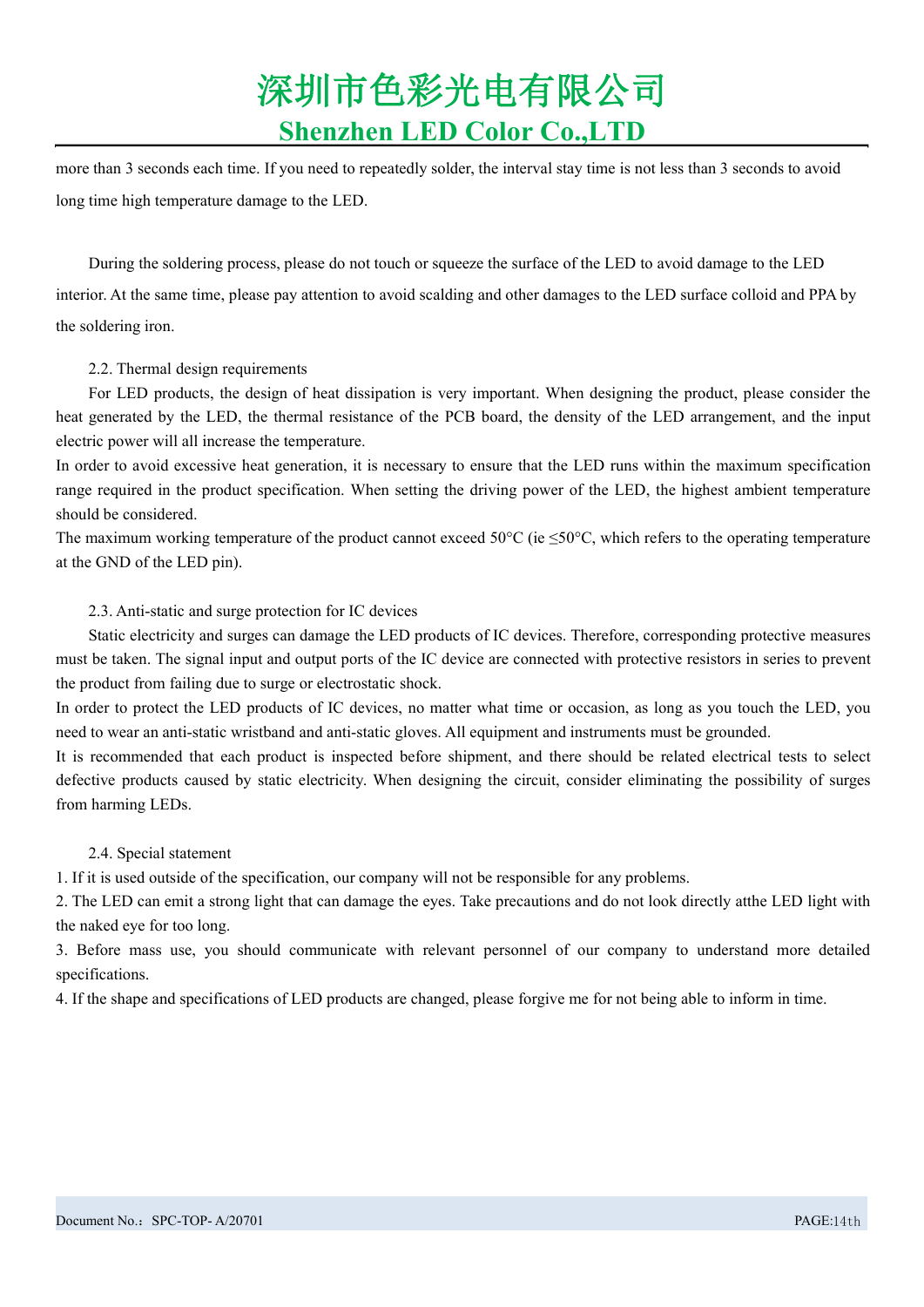more than 3 seconds each time. If you need to repeatedly solder, the interval stay time is not less than 3 seconds to avoid long time high temperature damage to the LED.

During the soldering process, please do not touch or squeeze the surface of the LED to avoid damage to the LED interior. At the same time, please pay attention to avoid scalding and other damages to the LED surface colloid and PPA by the soldering iron.

### 2.2. Thermal design requirements

For LED products, the design of heat dissipation is very important. When designing the product, please consider the heat generated by the LED, the thermal resistance of the PCB board, the density of the LED arrangement, and the input electric power will all increase the temperature.

In order to avoid excessive heat generation, it is necessary to ensure that the LED runs within the maximum specification range required in the product specification. When setting the driving power of the LED, the highest ambient temperature should be considered.

The maximum working temperature of the product cannot exceed 50°C (ie ≤50°C, which refers to the operating temperature at the GND of the LED pin).

### 2.3. Anti-static and surge protection for IC devices

Static electricity and surges can damage the LED products of IC devices. Therefore, corresponding protective measures must be taken. The signal input and output ports of the IC device are connected with protective resistors in series to prevent the product from failing due to surge or electrostatic shock.

In order to protect the LED products of IC devices, no matter what time or occasion, as long as you touch the LED, you need to wear an anti-static wristband and anti-static gloves. All equipment and instruments must be grounded.

It is recommended that each product is inspected before shipment, and there should be related electrical tests to select defective products caused by static electricity. When designing the circuit, consider eliminating the possibility of surges from harming LEDs.

### 2.4. Special statement

1. If it is used outside of the specification, our company will not be responsible for any problems.
2. The LED can emit a strong light that can damage the eyes. Take precautions and do not look directly atthe LED light with the naked eye for too long.
3. Before mass use, you should communicate with relevant personnel of our company to understand more detailed specifications.
4. If the shape and specifications of LED products are changed, please forgive me for not being able to inform in time.